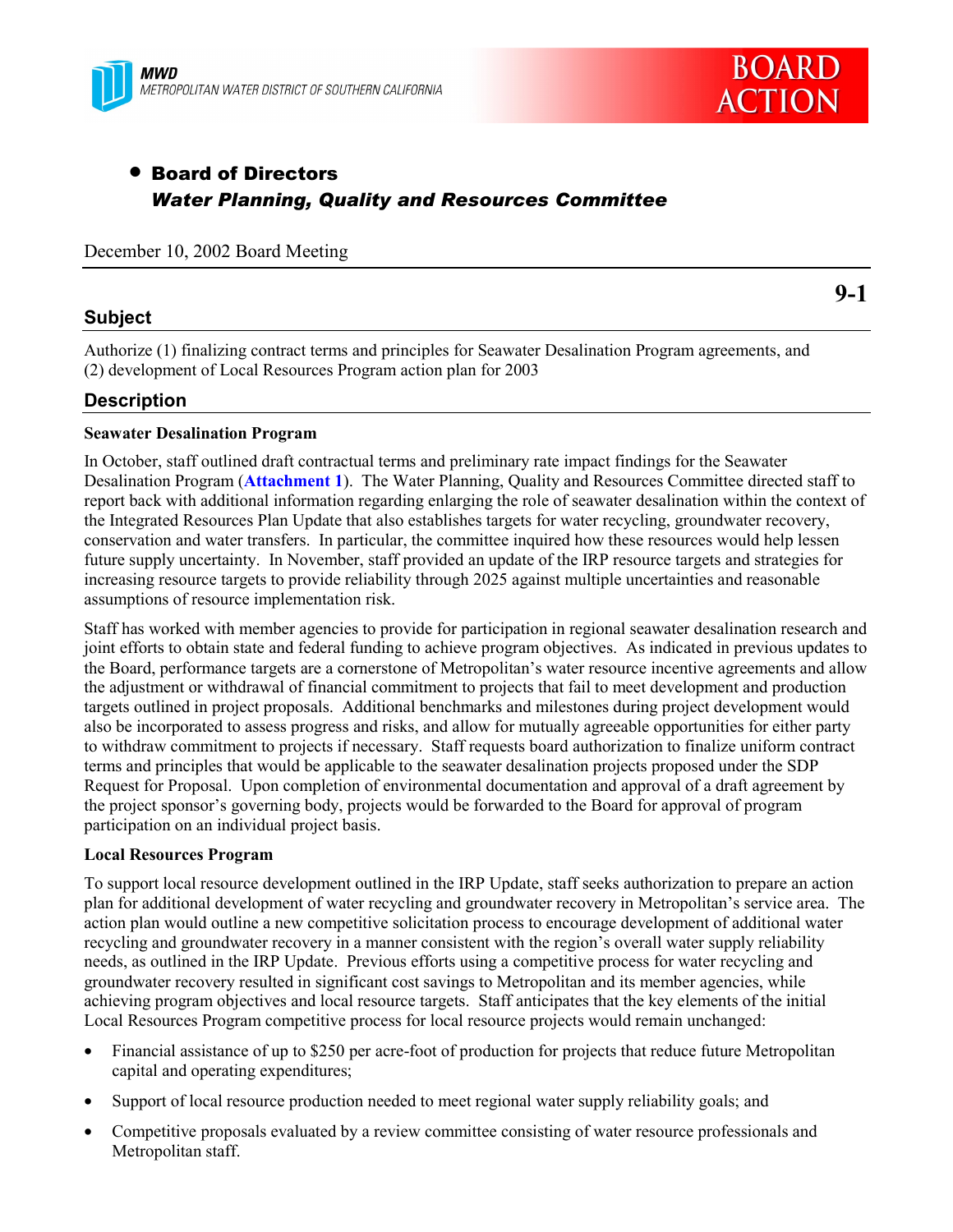MWD
METROPOLITAN WATER DISTRICT OF SOUTHERN CALIFORNIA

**BOARD ACTION**

- **Board of Directors**
  ***Water Planning, Quality and Resources Committee***

December 10, 2002 Board Meeting

**9-1**

## Subject

Authorize (1) finalizing contract terms and principles for Seawater Desalination Program agreements, and (2) development of Local Resources Program action plan for 2003

## Description

**Seawater Desalination Program**

In October, staff outlined draft contractual terms and preliminary rate impact findings for the Seawater Desalination Program (**Attachment 1**). The Water Planning, Quality and Resources Committee directed staff to report back with additional information regarding enlarging the role of seawater desalination within the context of the Integrated Resources Plan Update that also establishes targets for water recycling, groundwater recovery, conservation and water transfers. In particular, the committee inquired how these resources would help lessen future supply uncertainty. In November, staff provided an update of the IRP resource targets and strategies for increasing resource targets to provide reliability through 2025 against multiple uncertainties and reasonable assumptions of resource implementation risk.

Staff has worked with member agencies to provide for participation in regional seawater desalination research and joint efforts to obtain state and federal funding to achieve program objectives. As indicated in previous updates to the Board, performance targets are a cornerstone of Metropolitan's water resource incentive agreements and allow the adjustment or withdrawal of financial commitment to projects that fail to meet development and production targets outlined in project proposals. Additional benchmarks and milestones during project development would also be incorporated to assess progress and risks, and allow for mutually agreeable opportunities for either party to withdraw commitment to projects if necessary. Staff requests board authorization to finalize uniform contract terms and principles that would be applicable to the seawater desalination projects proposed under the SDP Request for Proposal. Upon completion of environmental documentation and approval of a draft agreement by the project sponsor's governing body, projects would be forwarded to the Board for approval of program participation on an individual project basis.

**Local Resources Program**

To support local resource development outlined in the IRP Update, staff seeks authorization to prepare an action plan for additional development of water recycling and groundwater recovery in Metropolitan's service area. The action plan would outline a new competitive solicitation process to encourage development of additional water recycling and groundwater recovery in a manner consistent with the region's overall water supply reliability needs, as outlined in the IRP Update. Previous efforts using a competitive process for water recycling and groundwater recovery resulted in significant cost savings to Metropolitan and its member agencies, while achieving program objectives and local resource targets. Staff anticipates that the key elements of the initial Local Resources Program competitive process for local resource projects would remain unchanged:

- Financial assistance of up to $250 per acre-foot of production for projects that reduce future Metropolitan capital and operating expenditures;
- Support of local resource production needed to meet regional water supply reliability goals; and
- Competitive proposals evaluated by a review committee consisting of water resource professionals and Metropolitan staff.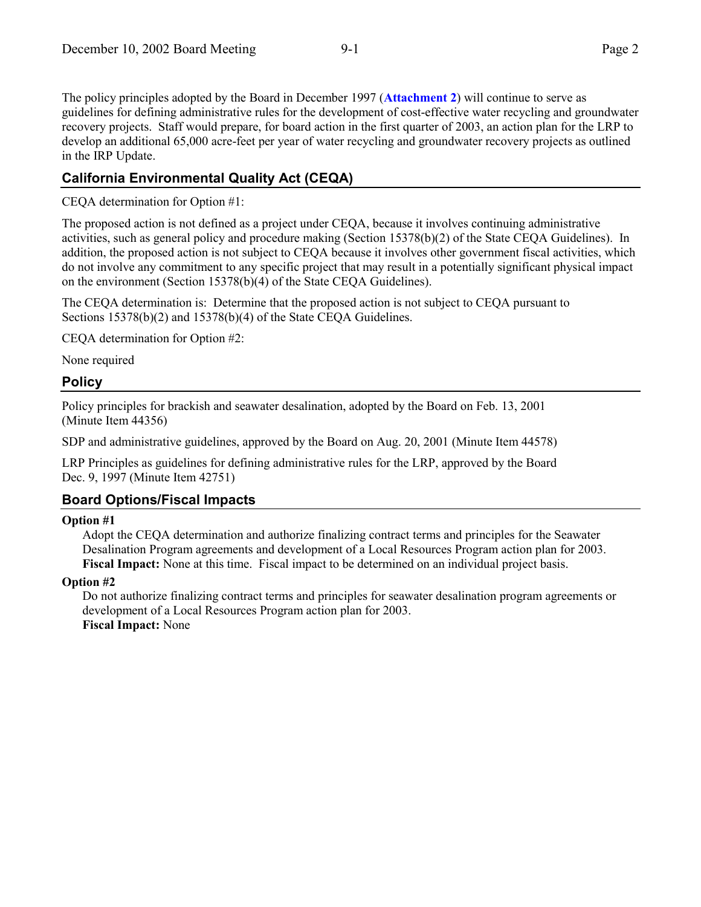The policy principles adopted by the Board in December 1997 (**Attachment 2**) will continue to serve as guidelines for defining administrative rules for the development of cost-effective water recycling and groundwater recovery projects. Staff would prepare, for board action in the first quarter of 2003, an action plan for the LRP to develop an additional 65,000 acre-feet per year of water recycling and groundwater recovery projects as outlined in the IRP Update.

## California Environmental Quality Act (CEQA)

CEQA determination for Option #1:

The proposed action is not defined as a project under CEQA, because it involves continuing administrative activities, such as general policy and procedure making (Section 15378(b)(2) of the State CEQA Guidelines). In addition, the proposed action is not subject to CEQA because it involves other government fiscal activities, which do not involve any commitment to any specific project that may result in a potentially significant physical impact on the environment (Section 15378(b)(4) of the State CEQA Guidelines).

The CEQA determination is: Determine that the proposed action is not subject to CEQA pursuant to Sections 15378(b)(2) and 15378(b)(4) of the State CEQA Guidelines.

CEQA determination for Option #2:

None required

## Policy

Policy principles for brackish and seawater desalination, adopted by the Board on Feb. 13, 2001 (Minute Item 44356)

SDP and administrative guidelines, approved by the Board on Aug. 20, 2001 (Minute Item 44578)

LRP Principles as guidelines for defining administrative rules for the LRP, approved by the Board Dec. 9, 1997 (Minute Item 42751)

## Board Options/Fiscal Impacts

**Option #1**

Adopt the CEQA determination and authorize finalizing contract terms and principles for the Seawater Desalination Program agreements and development of a Local Resources Program action plan for 2003.
**Fiscal Impact:** None at this time. Fiscal impact to be determined on an individual project basis.

**Option #2**

Do not authorize finalizing contract terms and principles for seawater desalination program agreements or development of a Local Resources Program action plan for 2003.
**Fiscal Impact:** None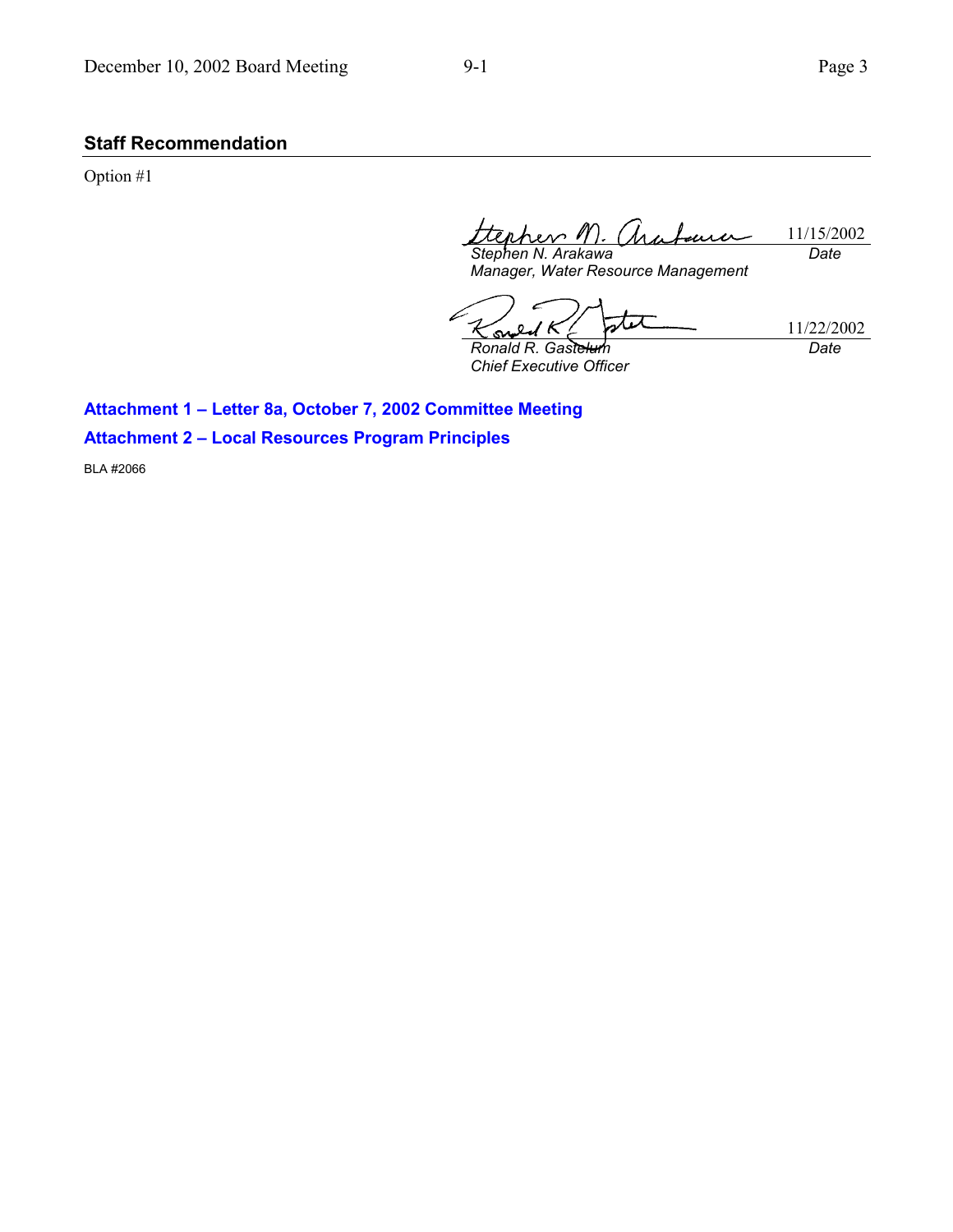## Staff Recommendation

Option #1

| | |
|---|---|
| *Stephen N. Arakawa* | 11/15/2002 |
| *Manager, Water Resource Management* | *Date* |

| | |
|---|---|
| *Ronald R. Gastelum* | 11/22/2002 |
| *Chief Executive Officer* | *Date* |

**Attachment 1 – Letter 8a, October 7, 2002 Committee Meeting**

**Attachment 2 – Local Resources Program Principles**

BLA #2066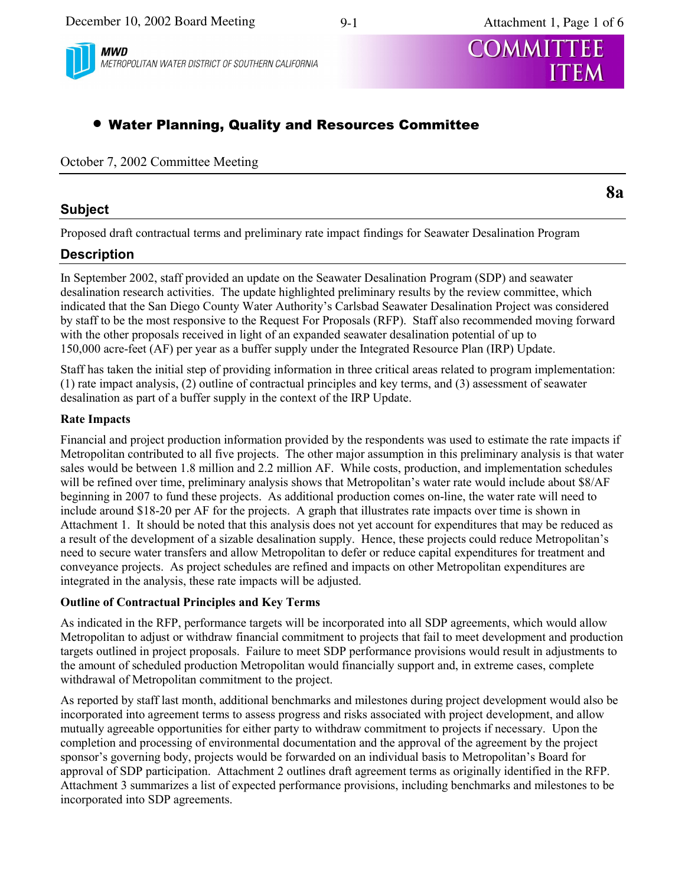MWD
METROPOLITAN WATER DISTRICT OF SOUTHERN CALIFORNIA

COMMITTEE ITEM

- **Water Planning, Quality and Resources Committee**

October 7, 2002 Committee Meeting

**8a**

## Subject

Proposed draft contractual terms and preliminary rate impact findings for Seawater Desalination Program

## Description

In September 2002, staff provided an update on the Seawater Desalination Program (SDP) and seawater desalination research activities. The update highlighted preliminary results by the review committee, which indicated that the San Diego County Water Authority's Carlsbad Seawater Desalination Project was considered by staff to be the most responsive to the Request For Proposals (RFP). Staff also recommended moving forward with the other proposals received in light of an expanded seawater desalination potential of up to 150,000 acre-feet (AF) per year as a buffer supply under the Integrated Resource Plan (IRP) Update.

Staff has taken the initial step of providing information in three critical areas related to program implementation: (1) rate impact analysis, (2) outline of contractual principles and key terms, and (3) assessment of seawater desalination as part of a buffer supply in the context of the IRP Update.

**Rate Impacts**

Financial and project production information provided by the respondents was used to estimate the rate impacts if Metropolitan contributed to all five projects. The other major assumption in this preliminary analysis is that water sales would be between 1.8 million and 2.2 million AF. While costs, production, and implementation schedules will be refined over time, preliminary analysis shows that Metropolitan's water rate would include about $8/AF beginning in 2007 to fund these projects. As additional production comes on-line, the water rate will need to include around $18-20 per AF for the projects. A graph that illustrates rate impacts over time is shown in Attachment 1. It should be noted that this analysis does not yet account for expenditures that may be reduced as a result of the development of a sizable desalination supply. Hence, these projects could reduce Metropolitan's need to secure water transfers and allow Metropolitan to defer or reduce capital expenditures for treatment and conveyance projects. As project schedules are refined and impacts on other Metropolitan expenditures are integrated in the analysis, these rate impacts will be adjusted.

**Outline of Contractual Principles and Key Terms**

As indicated in the RFP, performance targets will be incorporated into all SDP agreements, which would allow Metropolitan to adjust or withdraw financial commitment to projects that fail to meet development and production targets outlined in project proposals. Failure to meet SDP performance provisions would result in adjustments to the amount of scheduled production Metropolitan would financially support and, in extreme cases, complete withdrawal of Metropolitan commitment to the project.

As reported by staff last month, additional benchmarks and milestones during project development would also be incorporated into agreement terms to assess progress and risks associated with project development, and allow mutually agreeable opportunities for either party to withdraw commitment to projects if necessary. Upon the completion and processing of environmental documentation and the approval of the agreement by the project sponsor's governing body, projects would be forwarded on an individual basis to Metropolitan's Board for approval of SDP participation. Attachment 2 outlines draft agreement terms as originally identified in the RFP. Attachment 3 summarizes a list of expected performance provisions, including benchmarks and milestones to be incorporated into SDP agreements.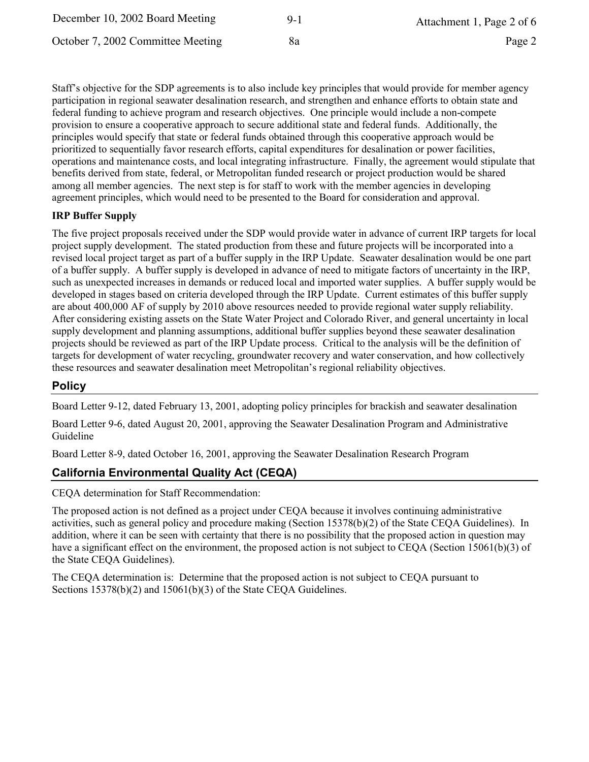Staff's objective for the SDP agreements is to also include key principles that would provide for member agency participation in regional seawater desalination research, and strengthen and enhance efforts to obtain state and federal funding to achieve program and research objectives. One principle would include a non-compete provision to ensure a cooperative approach to secure additional state and federal funds. Additionally, the principles would specify that state or federal funds obtained through this cooperative approach would be prioritized to sequentially favor research efforts, capital expenditures for desalination or power facilities, operations and maintenance costs, and local integrating infrastructure. Finally, the agreement would stipulate that benefits derived from state, federal, or Metropolitan funded research or project production would be shared among all member agencies. The next step is for staff to work with the member agencies in developing agreement principles, which would need to be presented to the Board for consideration and approval.

**IRP Buffer Supply**

The five project proposals received under the SDP would provide water in advance of current IRP targets for local project supply development. The stated production from these and future projects will be incorporated into a revised local project target as part of a buffer supply in the IRP Update. Seawater desalination would be one part of a buffer supply. A buffer supply is developed in advance of need to mitigate factors of uncertainty in the IRP, such as unexpected increases in demands or reduced local and imported water supplies. A buffer supply would be developed in stages based on criteria developed through the IRP Update. Current estimates of this buffer supply are about 400,000 AF of supply by 2010 above resources needed to provide regional water supply reliability. After considering existing assets on the State Water Project and Colorado River, and general uncertainty in local supply development and planning assumptions, additional buffer supplies beyond these seawater desalination projects should be reviewed as part of the IRP Update process. Critical to the analysis will be the definition of targets for development of water recycling, groundwater recovery and water conservation, and how collectively these resources and seawater desalination meet Metropolitan's regional reliability objectives.

## Policy

Board Letter 9-12, dated February 13, 2001, adopting policy principles for brackish and seawater desalination

Board Letter 9-6, dated August 20, 2001, approving the Seawater Desalination Program and Administrative Guideline

Board Letter 8-9, dated October 16, 2001, approving the Seawater Desalination Research Program

## California Environmental Quality Act (CEQA)

CEQA determination for Staff Recommendation:

The proposed action is not defined as a project under CEQA because it involves continuing administrative activities, such as general policy and procedure making (Section 15378(b)(2) of the State CEQA Guidelines). In addition, where it can be seen with certainty that there is no possibility that the proposed action in question may have a significant effect on the environment, the proposed action is not subject to CEQA (Section 15061(b)(3) of the State CEQA Guidelines).

The CEQA determination is: Determine that the proposed action is not subject to CEQA pursuant to Sections 15378(b)(2) and 15061(b)(3) of the State CEQA Guidelines.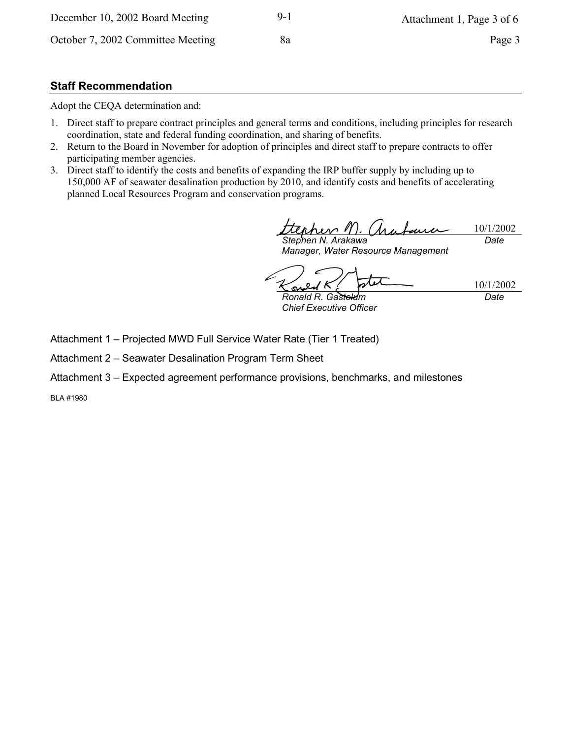## Staff Recommendation

Adopt the CEQA determination and:

1. Direct staff to prepare contract principles and general terms and conditions, including principles for research coordination, state and federal funding coordination, and sharing of benefits.
2. Return to the Board in November for adoption of principles and direct staff to prepare contracts to offer participating member agencies.
3. Direct staff to identify the costs and benefits of expanding the IRP buffer supply by including up to 150,000 AF of seawater desalination production by 2010, and identify costs and benefits of accelerating planned Local Resources Program and conservation programs.

| | |
|---|---|
| *Stephen N. Arakawa*<br>*Manager, Water Resource Management* | 10/1/2002<br>*Date* |
| *Ronald R. Gastelum*<br>*Chief Executive Officer* | 10/1/2002<br>*Date* |

Attachment 1 – Projected MWD Full Service Water Rate (Tier 1 Treated)

Attachment 2 – Seawater Desalination Program Term Sheet

Attachment 3 – Expected agreement performance provisions, benchmarks, and milestones

BLA #1980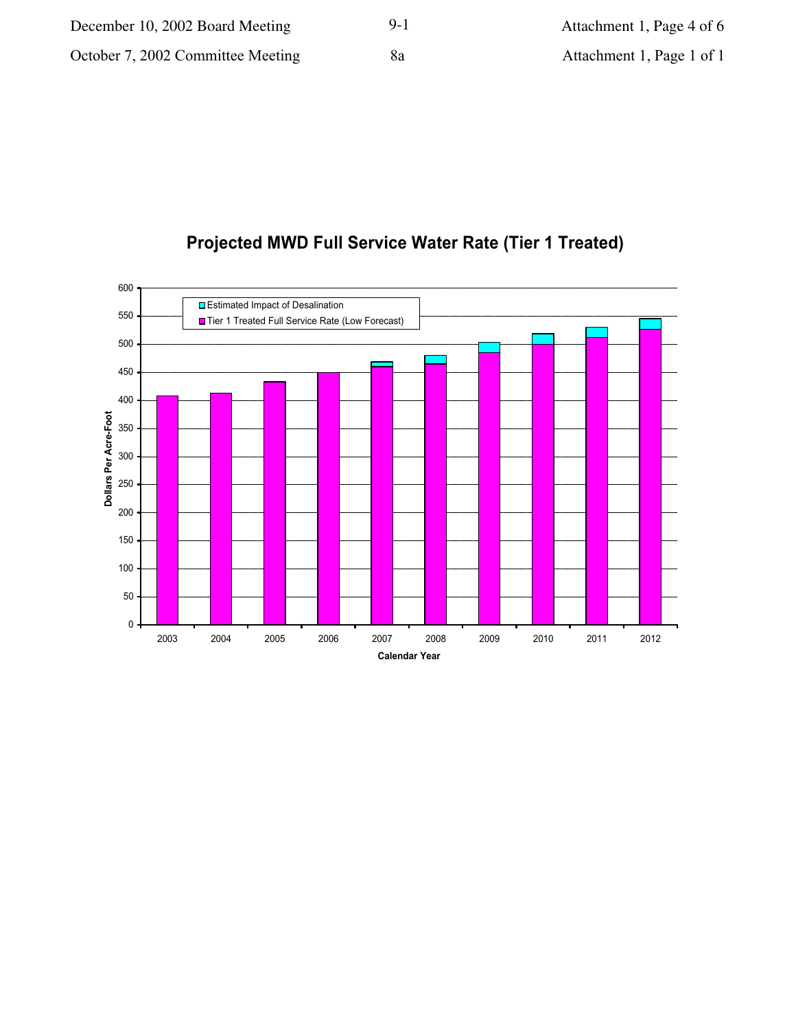## Projected MWD Full Service Water Rate (Tier 1 Treated)

- Estimated Impact of Desalination
- Tier 1 Treated Full Service Rate (Low Forecast)

Dollars Per Acre-Foot

0, 50, 100, 150, 200, 250, 300, 350, 400, 450, 500, 550, 600

2003, 2004, 2005, 2006, 2007, 2008, 2009, 2010, 2011, 2012

Calendar Year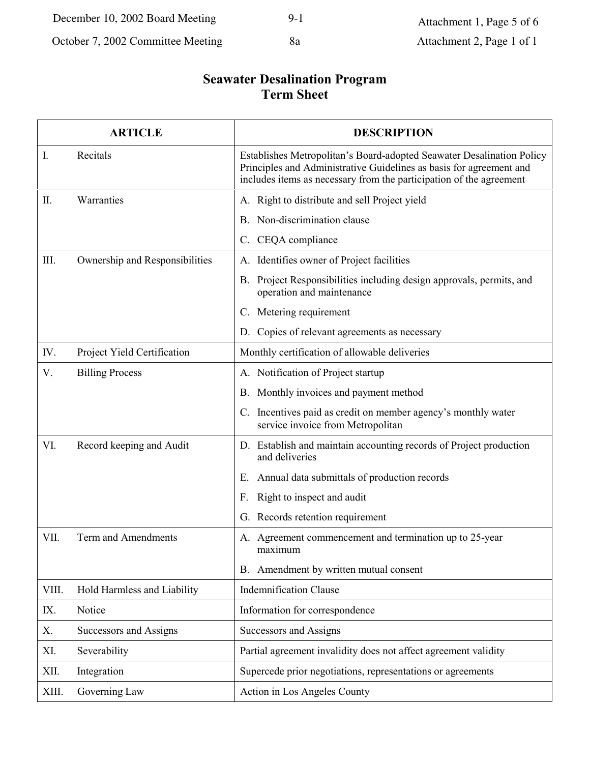# Seawater Desalination Program
## Term Sheet

| ARTICLE | | DESCRIPTION |
|---|---|---|
| I. | Recitals | Establishes Metropolitan's Board-adopted Seawater Desalination Policy Principles and Administrative Guidelines as basis for agreement and includes items as necessary from the participation of the agreement |
| II. | Warranties | A. Right to distribute and sell Project yield<br>B. Non-discrimination clause<br>C. CEQA compliance |
| III. | Ownership and Responsibilities | A. Identifies owner of Project facilities<br>B. Project Responsibilities including design approvals, permits, and operation and maintenance<br>C. Metering requirement<br>D. Copies of relevant agreements as necessary |
| IV. | Project Yield Certification | Monthly certification of allowable deliveries |
| V. | Billing Process | A. Notification of Project startup<br>B. Monthly invoices and payment method<br>C. Incentives paid as credit on member agency's monthly water service invoice from Metropolitan |
| VI. | Record keeping and Audit | D. Establish and maintain accounting records of Project production and deliveries<br>E. Annual data submittals of production records<br>F. Right to inspect and audit<br>G. Records retention requirement |
| VII. | Term and Amendments | A. Agreement commencement and termination up to 25-year maximum<br>B. Amendment by written mutual consent |
| VIII. | Hold Harmless and Liability | Indemnification Clause |
| IX. | Notice | Information for correspondence |
| X. | Successors and Assigns | Successors and Assigns |
| XI. | Severability | Partial agreement invalidity does not affect agreement validity |
| XII. | Integration | Supercede prior negotiations, representations or agreements |
| XIII. | Governing Law | Action in Los Angeles County |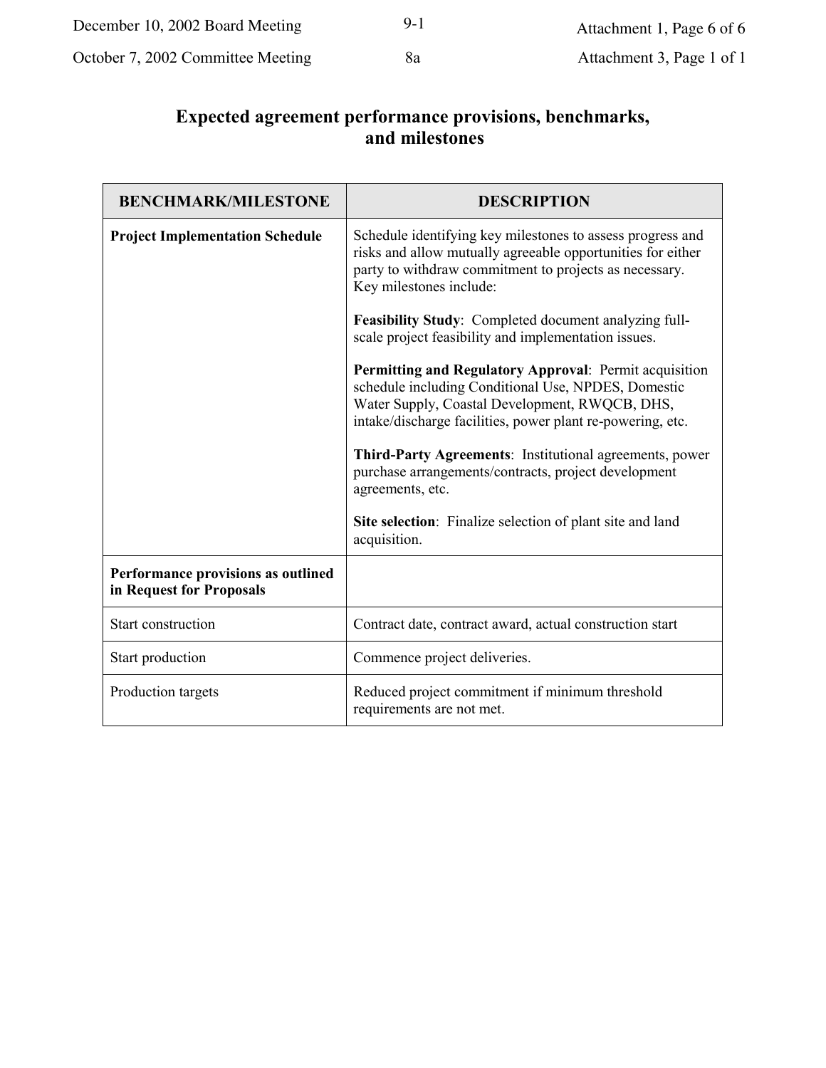## Expected agreement performance provisions, benchmarks, and milestones

| BENCHMARK/MILESTONE | DESCRIPTION |
|---|---|
| **Project Implementation Schedule** | Schedule identifying key milestones to assess progress and risks and allow mutually agreeable opportunities for either party to withdraw commitment to projects as necessary. Key milestones include:<br><br>**Feasibility Study**: Completed document analyzing full-scale project feasibility and implementation issues.<br><br>**Permitting and Regulatory Approval**: Permit acquisition schedule including Conditional Use, NPDES, Domestic Water Supply, Coastal Development, RWQCB, DHS, intake/discharge facilities, power plant re-powering, etc.<br><br>**Third-Party Agreements**: Institutional agreements, power purchase arrangements/contracts, project development agreements, etc.<br><br>**Site selection**: Finalize selection of plant site and land acquisition. |
| **Performance provisions as outlined in Request for Proposals** | |
| Start construction | Contract date, contract award, actual construction start |
| Start production | Commence project deliveries. |
| Production targets | Reduced project commitment if minimum threshold requirements are not met. |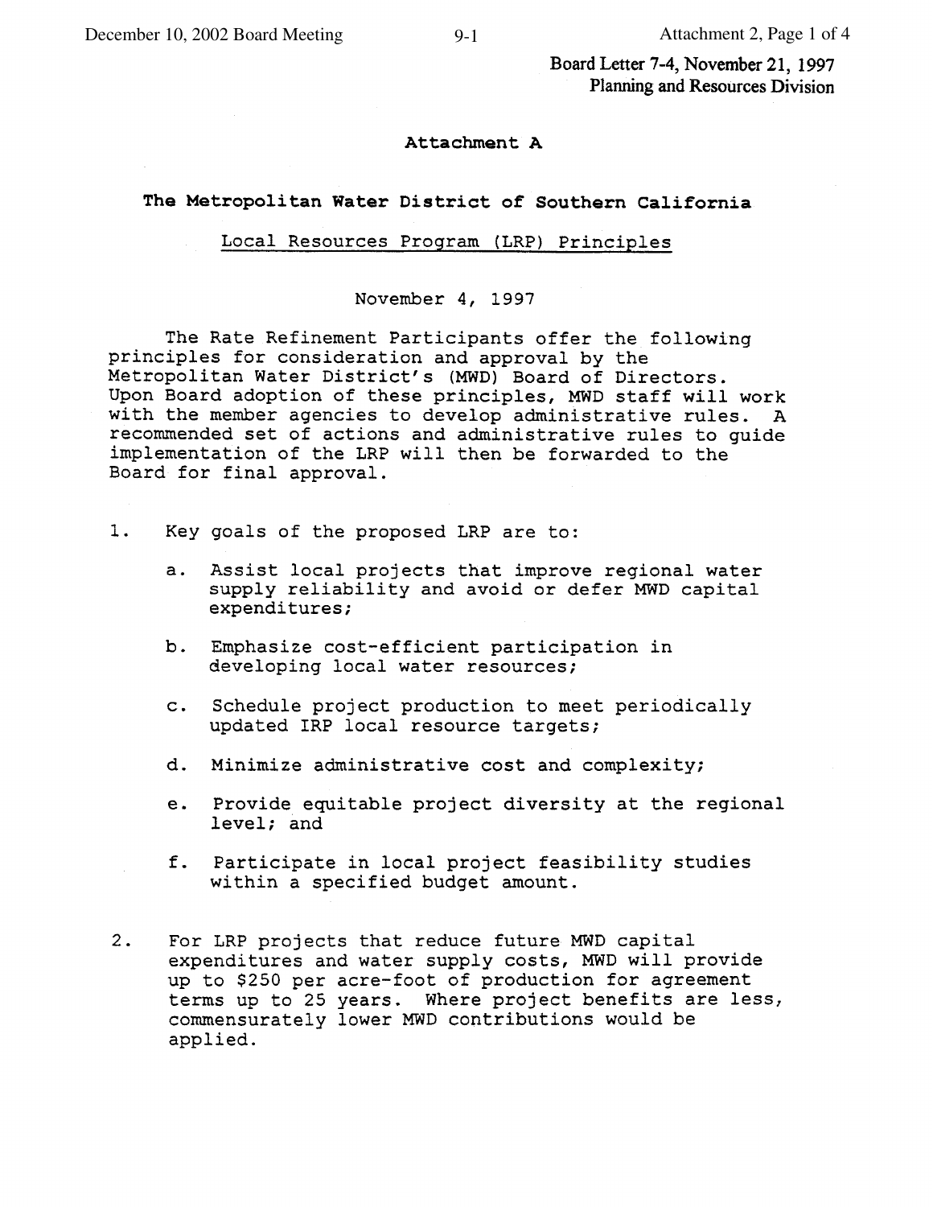Board Letter 7-4, November 21, 1997
Planning and Resources Division

**Attachment A**

**The Metropolitan Water District of Southern California**

Local Resources Program (LRP) Principles

November 4, 1997

The Rate Refinement Participants offer the following principles for consideration and approval by the Metropolitan Water District's (MWD) Board of Directors. Upon Board adoption of these principles, MWD staff will work with the member agencies to develop administrative rules. A recommended set of actions and administrative rules to guide implementation of the LRP will then be forwarded to the Board for final approval.

1. Key goals of the proposed LRP are to:

   a. Assist local projects that improve regional water supply reliability and avoid or defer MWD capital expenditures;

   b. Emphasize cost-efficient participation in developing local water resources;

   c. Schedule project production to meet periodically updated IRP local resource targets;

   d. Minimize administrative cost and complexity;

   e. Provide equitable project diversity at the regional level; and

   f. Participate in local project feasibility studies within a specified budget amount.

2. For LRP projects that reduce future MWD capital expenditures and water supply costs, MWD will provide up to $250 per acre-foot of production for agreement terms up to 25 years. Where project benefits are less, commensurately lower MWD contributions would be applied.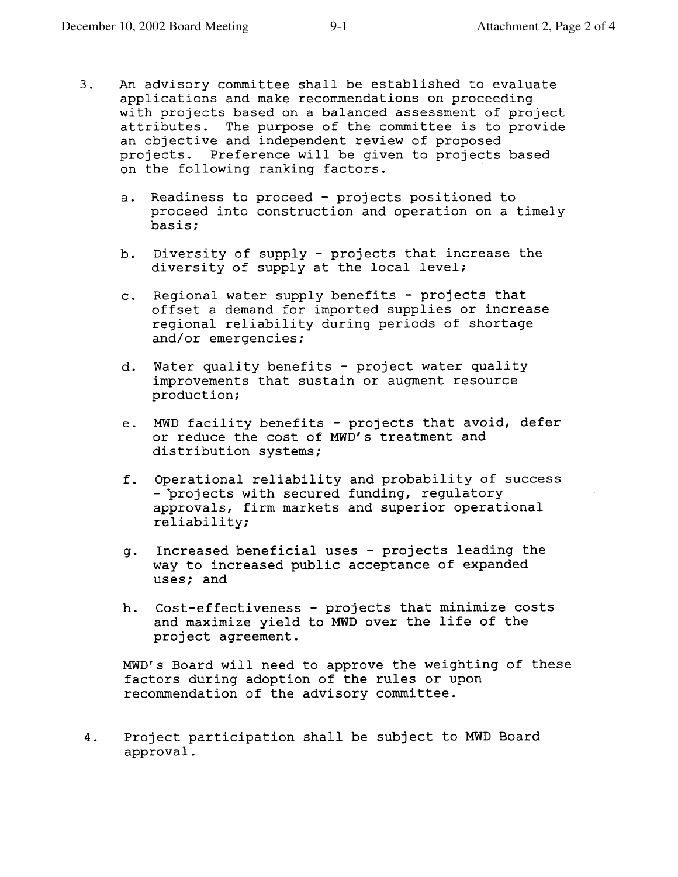3. An advisory committee shall be established to evaluate applications and make recommendations on proceeding with projects based on a balanced assessment of project attributes. The purpose of the committee is to provide an objective and independent review of proposed projects. Preference will be given to projects based on the following ranking factors.

   a. Readiness to proceed - projects positioned to proceed into construction and operation on a timely basis;

   b. Diversity of supply - projects that increase the diversity of supply at the local level;

   c. Regional water supply benefits - projects that offset a demand for imported supplies or increase regional reliability during periods of shortage and/or emergencies;

   d. Water quality benefits - project water quality improvements that sustain or augment resource production;

   e. MWD facility benefits - projects that avoid, defer or reduce the cost of MWD's treatment and distribution systems;

   f. Operational reliability and probability of success - projects with secured funding, regulatory approvals, firm markets and superior operational reliability;

   g. Increased beneficial uses - projects leading the way to increased public acceptance of expanded uses; and

   h. Cost-effectiveness - projects that minimize costs and maximize yield to MWD over the life of the project agreement.

   MWD's Board will need to approve the weighting of these factors during adoption of the rules or upon recommendation of the advisory committee.

4. Project participation shall be subject to MWD Board approval.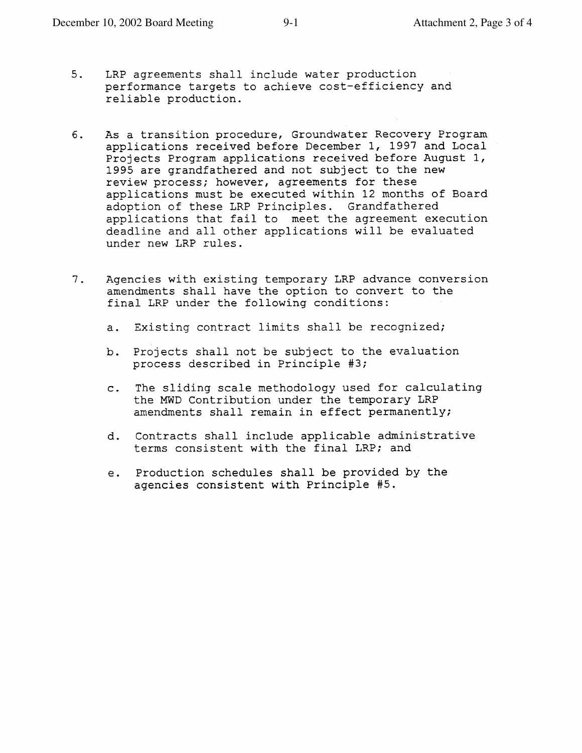5. LRP agreements shall include water production performance targets to achieve cost-efficiency and reliable production.

6. As a transition procedure, Groundwater Recovery Program applications received before December 1, 1997 and Local Projects Program applications received before August 1, 1995 are grandfathered and not subject to the new review process; however, agreements for these applications must be executed within 12 months of Board adoption of these LRP Principles. Grandfathered applications that fail to meet the agreement execution deadline and all other applications will be evaluated under new LRP rules.

7. Agencies with existing temporary LRP advance conversion amendments shall have the option to convert to the final LRP under the following conditions:

   a. Existing contract limits shall be recognized;

   b. Projects shall not be subject to the evaluation process described in Principle #3;

   c. The sliding scale methodology used for calculating the MWD Contribution under the temporary LRP amendments shall remain in effect permanently;

   d. Contracts shall include applicable administrative terms consistent with the final LRP; and

   e. Production schedules shall be provided by the agencies consistent with Principle #5.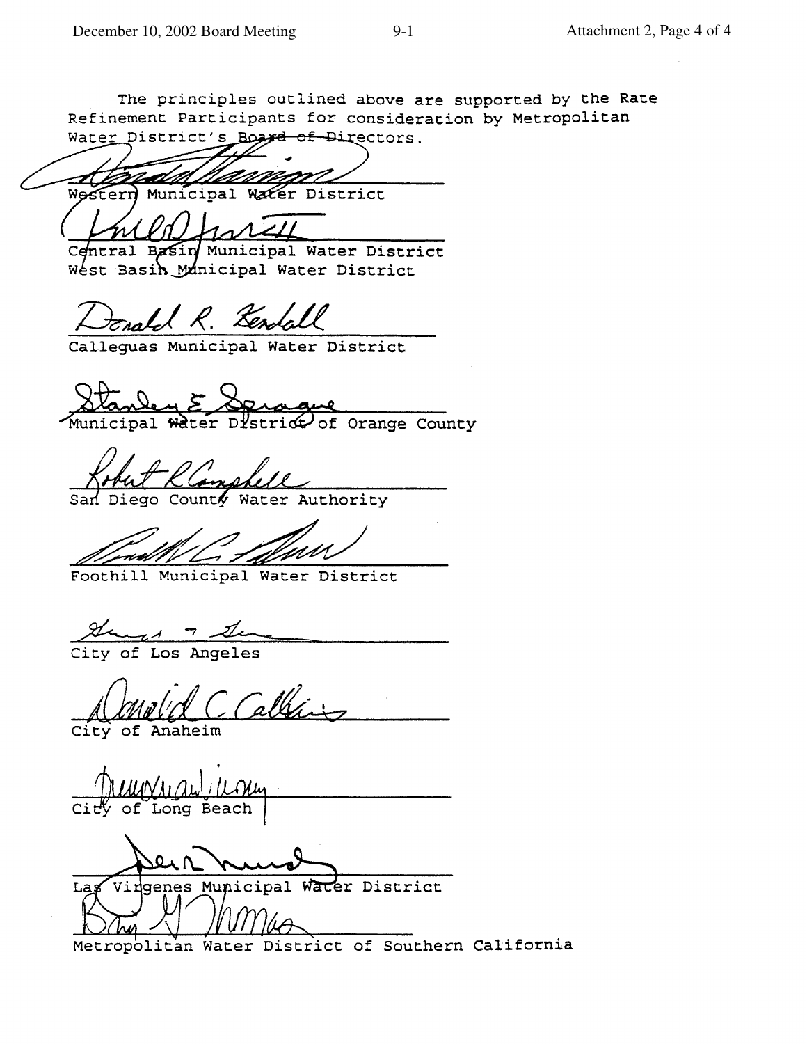The principles outlined above are supported by the Rate Refinement Participants for consideration by Metropolitan Water District's Board of Directors.

Western Municipal Water District

Central Basin Municipal Water District
West Basin Municipal Water District

Donald R. Kendall

Calleguas Municipal Water District

Stanley E. Sprague

Municipal Water District of Orange County

Robert R Campbell

San Diego County Water Authority

Foothill Municipal Water District

City of Los Angeles

Donald C Calkins

City of Anaheim

City of Long Beach

Las Virgenes Municipal Water District

Metropolitan Water District of Southern California